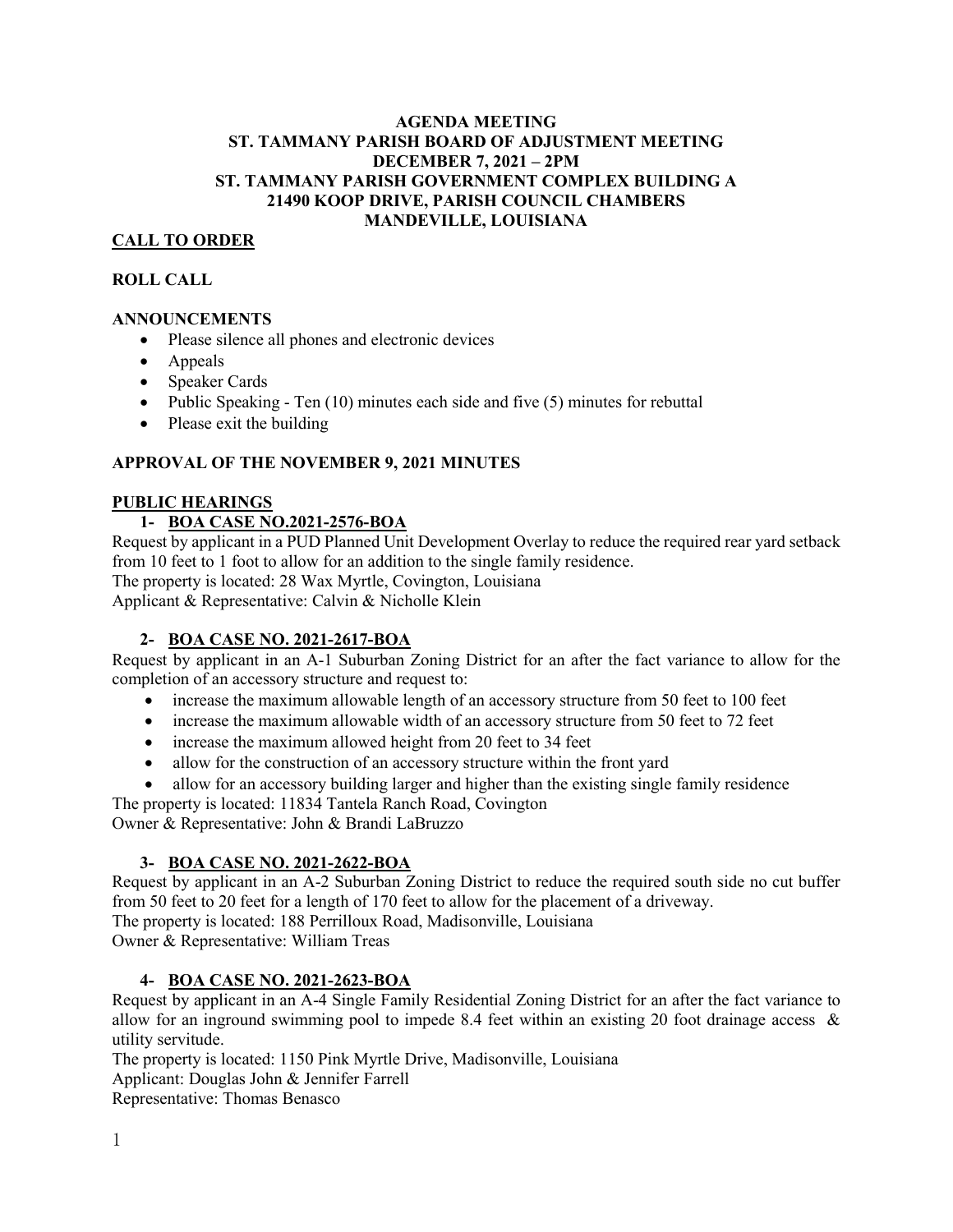**AGENDA MEETING**
**ST. TAMMANY PARISH BOARD OF ADJUSTMENT MEETING**
**DECEMBER 7, 2021 – 2PM**
**ST. TAMMANY PARISH GOVERNMENT COMPLEX BUILDING A**
**21490 KOOP DRIVE, PARISH COUNCIL CHAMBERS**
**MANDEVILLE, LOUISIANA**

## CALL TO ORDER

## ROLL CALL

## ANNOUNCEMENTS

- Please silence all phones and electronic devices
- Appeals
- Speaker Cards
- Public Speaking - Ten (10) minutes each side and five (5) minutes for rebuttal
- Please exit the building

## APPROVAL OF THE NOVEMBER 9, 2021 MINUTES

## PUBLIC HEARINGS

### 1- BOA CASE NO.2021-2576-BOA

Request by applicant in a PUD Planned Unit Development Overlay to reduce the required rear yard setback from 10 feet to 1 foot to allow for an addition to the single family residence.
The property is located: 28 Wax Myrtle, Covington, Louisiana
Applicant & Representative: Calvin & Nicholle Klein

### 2- BOA CASE NO. 2021-2617-BOA

Request by applicant in an A-1 Suburban Zoning District for an after the fact variance to allow for the completion of an accessory structure and request to:

- increase the maximum allowable length of an accessory structure from 50 feet to 100 feet
- increase the maximum allowable width of an accessory structure from 50 feet to 72 feet
- increase the maximum allowed height from 20 feet to 34 feet
- allow for the construction of an accessory structure within the front yard
- allow for an accessory building larger and higher than the existing single family residence

The property is located: 11834 Tantela Ranch Road, Covington
Owner & Representative: John & Brandi LaBruzzo

### 3- BOA CASE NO. 2021-2622-BOA

Request by applicant in an A-2 Suburban Zoning District to reduce the required south side no cut buffer from 50 feet to 20 feet for a length of 170 feet to allow for the placement of a driveway.
The property is located: 188 Perrilloux Road, Madisonville, Louisiana
Owner & Representative: William Treas

### 4- BOA CASE NO. 2021-2623-BOA

Request by applicant in an A-4 Single Family Residential Zoning District for an after the fact variance to allow for an inground swimming pool to impede 8.4 feet within an existing 20 foot drainage access & utility servitude.
The property is located: 1150 Pink Myrtle Drive, Madisonville, Louisiana
Applicant: Douglas John & Jennifer Farrell
Representative: Thomas Benasco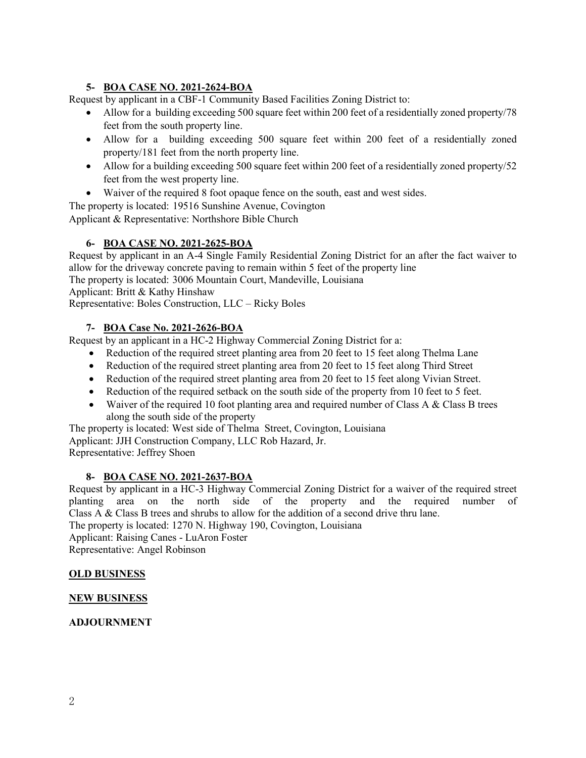**5- BOA CASE NO. 2021-2624-BOA**

Request by applicant in a CBF-1 Community Based Facilities Zoning District to:

- Allow for a building exceeding 500 square feet within 200 feet of a residentially zoned property/78 feet from the south property line.
- Allow for a building exceeding 500 square feet within 200 feet of a residentially zoned property/181 feet from the north property line.
- Allow for a building exceeding 500 square feet within 200 feet of a residentially zoned property/52 feet from the west property line.
- Waiver of the required 8 foot opaque fence on the south, east and west sides.

The property is located: 19516 Sunshine Avenue, Covington
Applicant & Representative: Northshore Bible Church

**6- BOA CASE NO. 2021-2625-BOA**

Request by applicant in an A-4 Single Family Residential Zoning District for an after the fact waiver to allow for the driveway concrete paving to remain within 5 feet of the property line
The property is located: 3006 Mountain Court, Mandeville, Louisiana
Applicant: Britt & Kathy Hinshaw
Representative: Boles Construction, LLC – Ricky Boles

**7- BOA Case No. 2021-2626-BOA**

Request by an applicant in a HC-2 Highway Commercial Zoning District for a:

- Reduction of the required street planting area from 20 feet to 15 feet along Thelma Lane
- Reduction of the required street planting area from 20 feet to 15 feet along Third Street
- Reduction of the required street planting area from 20 feet to 15 feet along Vivian Street.
- Reduction of the required setback on the south side of the property from 10 feet to 5 feet.
- Waiver of the required 10 foot planting area and required number of Class A & Class B trees along the south side of the property

The property is located: West side of Thelma Street, Covington, Louisiana
Applicant: JJH Construction Company, LLC Rob Hazard, Jr.
Representative: Jeffrey Shoen

**8- BOA CASE NO. 2021-2637-BOA**

Request by applicant in a HC-3 Highway Commercial Zoning District for a waiver of the required street planting area on the north side of the property and the required number of Class A & Class B trees and shrubs to allow for the addition of a second drive thru lane.
The property is located: 1270 N. Highway 190, Covington, Louisiana
Applicant: Raising Canes - LuAron Foster
Representative: Angel Robinson

**OLD BUSINESS**

**NEW BUSINESS**

**ADJOURNMENT**